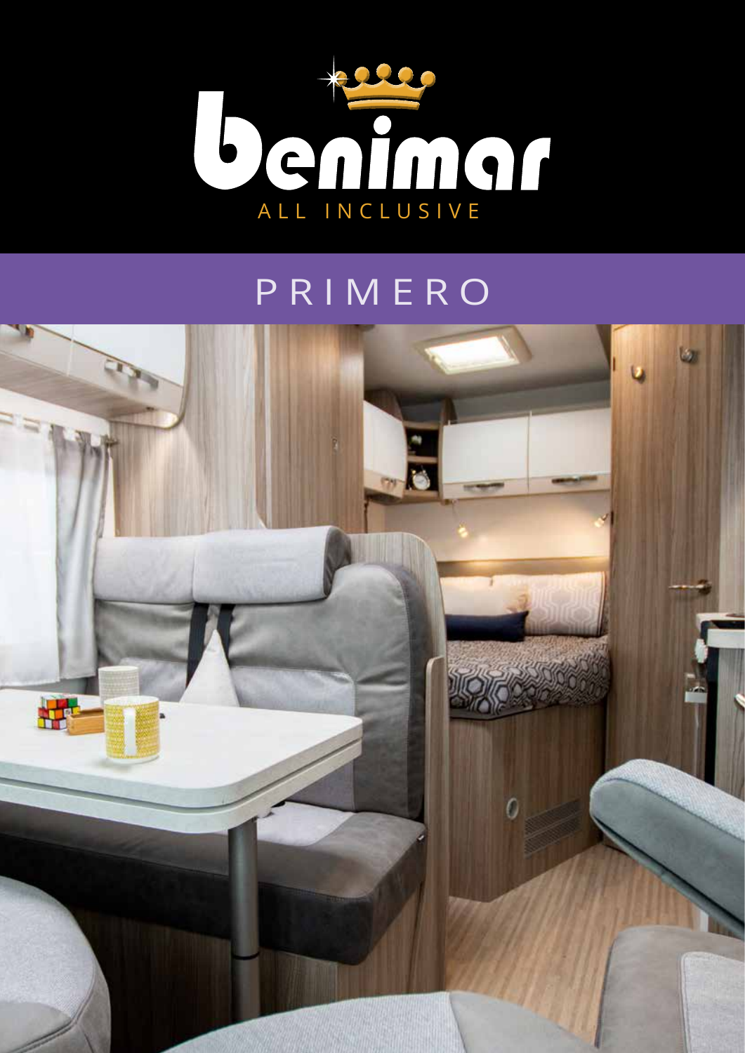# benimar

ALL INCLUSIVE

## PRIMERO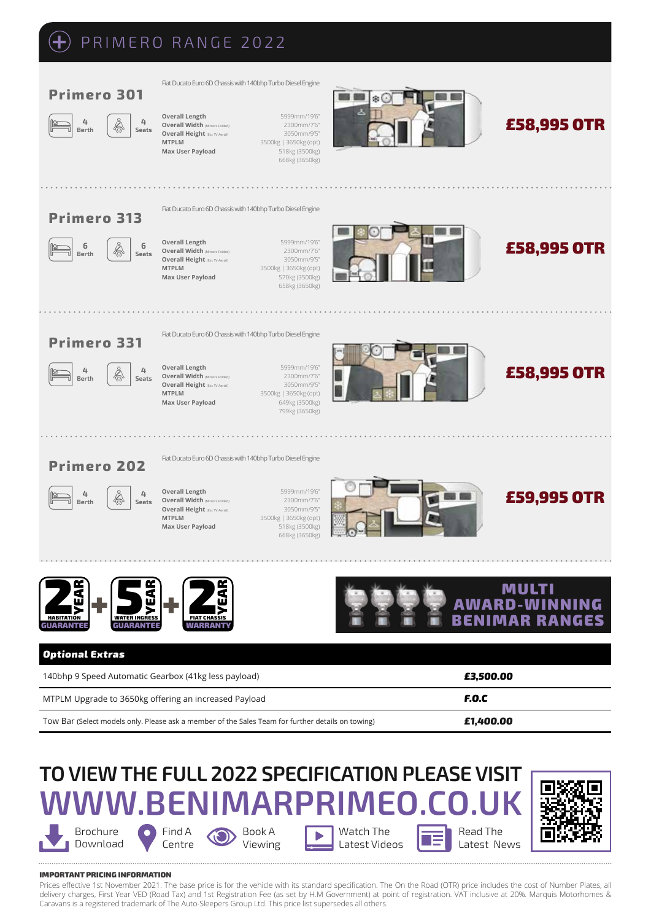# PRIMERO RANGE 2022

## Primero 301

4 Berth | 4 Seats

Fiat Ducato Euro 6D Chassis with 140bhp Turbo Diesel Engine

| | |
|---|---|
| **Overall Length** | 5999mm/19'6" |
| **Overall Width** (Mirrors Folded) | 2300mm/7'6" |
| **Overall Height** (Exc TV Aerial) | 3050mm/9'5" |
| **MTPLM** | 3500kg \| 3650kg (opt) |
| **Max User Payload** | 518kg (3500kg) |
| | 668kg (3650kg) |

**£58,995 OTR**

## Primero 313

6 Berth | 6 Seats

Fiat Ducato Euro 6D Chassis with 140bhp Turbo Diesel Engine

| | |
|---|---|
| **Overall Length** | 5999mm/19'6" |
| **Overall Width** (Mirrors Folded) | 2300mm/7'6" |
| **Overall Height** (Exc TV Aerial) | 3050mm/9'5" |
| **MTPLM** | 3500kg \| 3650kg (opt) |
| **Max User Payload** | 570kg (3500kg) |
| | 658kg (3650kg) |

**£58,995 OTR**

## Primero 331

4 Berth | 4 Seats

Fiat Ducato Euro 6D Chassis with 140bhp Turbo Diesel Engine

| | |
|---|---|
| **Overall Length** | 5999mm/19'6" |
| **Overall Width** (Mirrors Folded) | 2300mm/7'6" |
| **Overall Height** (Exc TV Aerial) | 3050mm/9'5" |
| **MTPLM** | 3500kg \| 3650kg (opt) |
| **Max User Payload** | 649kg (3500kg) |
| | 799kg (3650kg) |

**£58,995 OTR**

## Primero 202

4 Berth | 4 Seats

Fiat Ducato Euro 6D Chassis with 140bhp Turbo Diesel Engine

| | |
|---|---|
| **Overall Length** | 5999mm/19'6" |
| **Overall Width** (Mirrors Folded) | 2300mm/7'6" |
| **Overall Height** (Exc TV Aerial) | 3050mm/9'5" |
| **MTPLM** | 3500kg \| 3650kg (opt) |
| **Max User Payload** | 518kg (3500kg) |
| | 668kg (3650kg) |

**£59,995 OTR**

2 YEAR HABITATION GUARANTEE + 5 YEAR WATER INGRESS GUARANTEE + 2 YEAR FIAT CHASSIS WARRANTY

**MULTI AWARD-WINNING BENIMAR RANGES**

| ***Optional Extras*** | |
|---|---|
| 140bhp 9 Speed Automatic Gearbox (41kg less payload) | ***£3,500.00*** |
| MTPLM Upgrade to 3650kg offering an increased Payload | ***F.O.C*** |
| Tow Bar (Select models only. Please ask a member of the Sales Team for further details on towing) | ***£1,400.00*** |

## TO VIEW THE FULL 2022 SPECIFICATION PLEASE VISIT WWW.BENIMARPRIMEO.CO.UK

Brochure Download | Find A Centre | Book A Viewing | Watch The Latest Videos | Read The Latest News

**IMPORTANT PRICING INFORMATION**

Prices effective 1st November 2021. The base price is for the vehicle with its standard specification. The On the Road (OTR) price includes the cost of Number Plates, all delivery charges, First Year VED (Road Tax) and 1st Registration Fee (as set by H.M Government) at point of registration. VAT inclusive at 20%. Marquis Motorhomes & Caravans is a registered trademark of The Auto-Sleepers Group Ltd. This price list supersedes all others.